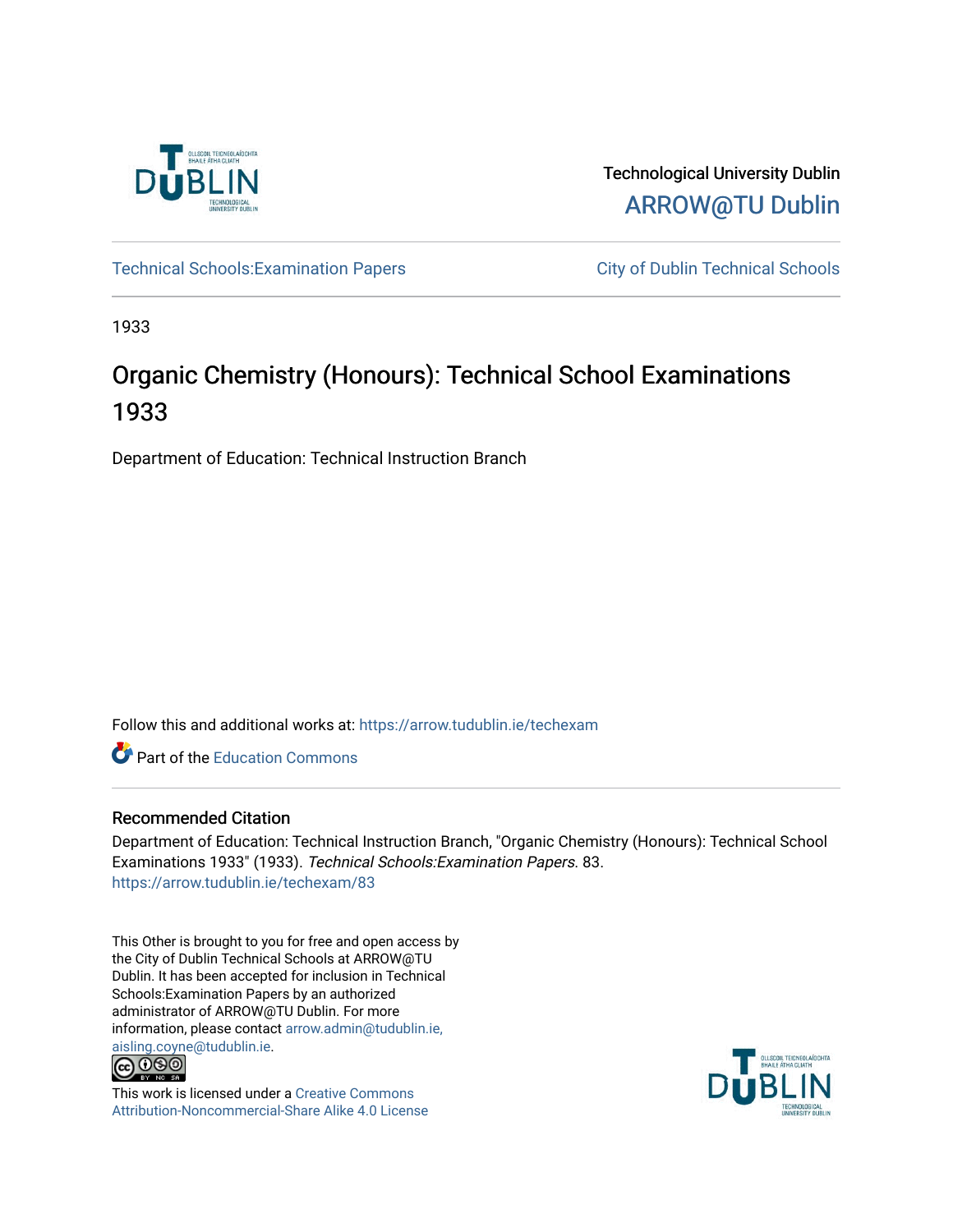Technological University Dublin

ARROW@TU Dublin

Technical Schools:Examination Papers

City of Dublin Technical Schools

1933

# Organic Chemistry (Honours): Technical School Examinations 1933

Department of Education: Technical Instruction Branch

Follow this and additional works at: https://arrow.tudublin.ie/techexam

Part of the Education Commons

## Recommended Citation

Department of Education: Technical Instruction Branch, "Organic Chemistry (Honours): Technical School Examinations 1933" (1933). *Technical Schools:Examination Papers*. 83.
https://arrow.tudublin.ie/techexam/83

This Other is brought to you for free and open access by the City of Dublin Technical Schools at ARROW@TU Dublin. It has been accepted for inclusion in Technical Schools:Examination Papers by an authorized administrator of ARROW@TU Dublin. For more information, please contact arrow.admin@tudublin.ie, aisling.coyne@tudublin.ie.

This work is licensed under a Creative Commons Attribution-Noncommercial-Share Alike 4.0 License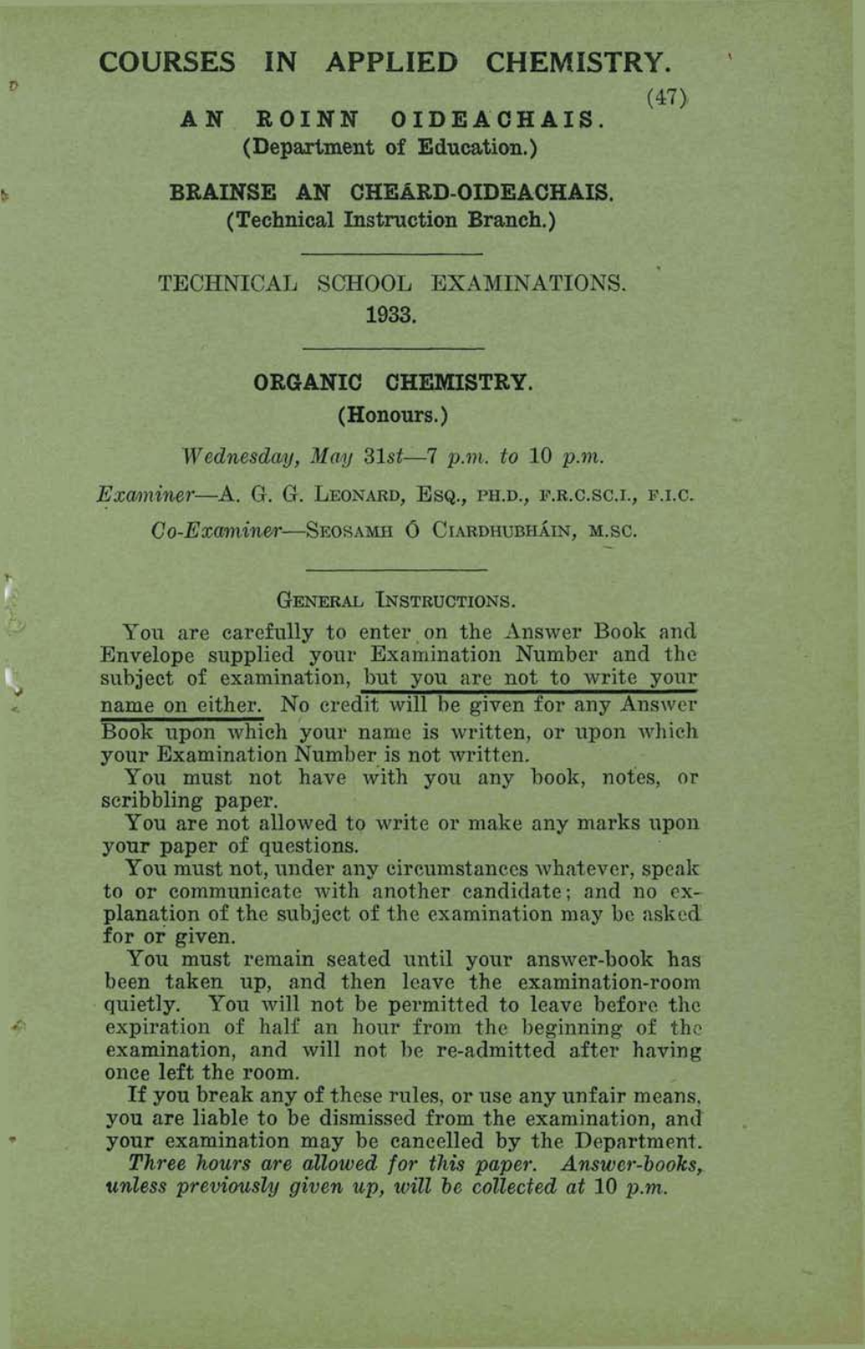# COURSES IN APPLIED CHEMISTRY.

(47)

**AN ROINN OIDEACHAIS.**
**(Department of Education.)**

**BRAINSE AN CHEÁRD-OIDEACHAIS.**
**(Technical Instruction Branch.)**

---

TECHNICAL SCHOOL EXAMINATIONS.
**1933.**

---

## ORGANIC CHEMISTRY.

**(Honours.)**

*Wednesday, May 31st—7 p.m. to 10 p.m.*

*Examiner*—A. G. G. LEONARD, ESQ., PH.D., F.R.C.SC.I., F.I.C.

*Co-Examiner*—SEOSAMH Ó CIARDHUBHÁIN, M.SC.

---

GENERAL INSTRUCTIONS.

You are carefully to enter on the Answer Book and Envelope supplied your Examination Number and the subject of examination, but you are not to write your name on either. No credit will be given for any Answer Book upon which your name is written, or upon which your Examination Number is not written.

You must not have with you any book, notes, or scribbling paper.

You are not allowed to write or make any marks upon your paper of questions.

You must not, under any circumstances whatever, speak to or communicate with another candidate; and no explanation of the subject of the examination may be asked for or given.

You must remain seated until your answer-book has been taken up, and then leave the examination-room quietly. You will not be permitted to leave before the expiration of half an hour from the beginning of the examination, and will not be re-admitted after having once left the room.

If you break any of these rules, or use any unfair means, you are liable to be dismissed from the examination, and your examination may be cancelled by the Department.

*Three hours are allowed for this paper. Answer-books, unless previously given up, will be collected at 10 p.m.*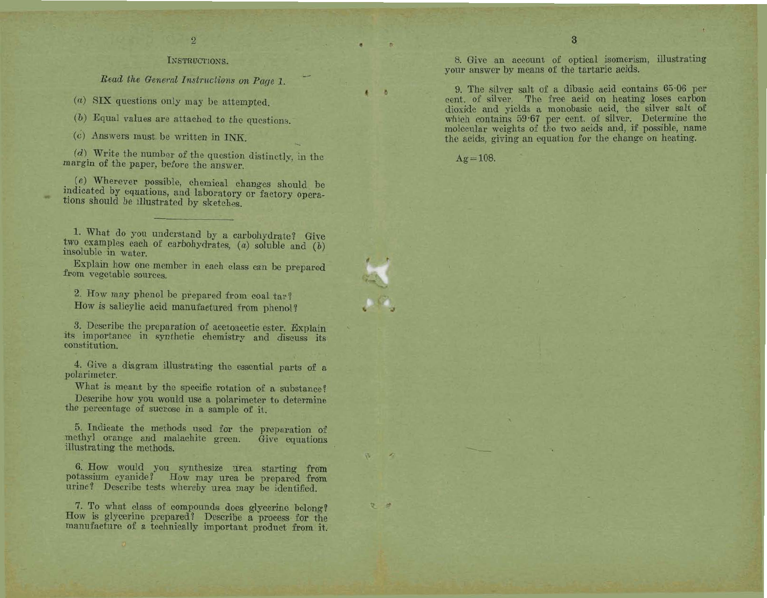### INSTRUCTIONS.

*Read the General Instructions on Page 1.*

(*a*) SIX questions only may be attempted.

(*b*) Equal values are attached to the questions.

(*c*) Answers must be written in INK.

(*d*) Write the number of the question distinctly, in the margin of the paper, before the answer.

(*e*) Wherever possible, chemical changes should be indicated by equations, and laboratory or factory operations should be illustrated by sketches.

---

1. What do you understand by a carbohydrate? Give two examples each of carbohydrates, (*a*) soluble and (*b*) insoluble in water.

Explain how one member in each class can be prepared from vegetable sources.

2. How may phenol be prepared from coal tar?
How is salicylic acid manufactured from phenol?

3. Describe the preparation of acetoacetic ester. Explain its importance in synthetic chemistry and discuss its constitution.

4. Give a diagram illustrating the essential parts of a polarimeter.

What is meant by the specific rotation of a substance?

Describe how you would use a polarimeter to determine the percentage of sucrose in a sample of it.

5. Indicate the methods used for the preparation of methyl orange and malachite green. Give equations illustrating the methods.

6. How would you synthesize urea starting from potassium cyanide? How may urea be prepared from urine? Describe tests whereby urea may be identified.

7. To what class of compounds does glycerine belong? How is glycerine prepared? Describe a process for the manufacture of a technically important product from it.

8. Give an account of optical isomerism, illustrating your answer by means of the tartaric acids.

9. The silver salt of a dibasic acid contains 65·06 per cent. of silver. The free acid on heating loses carbon dioxide and yields a monobasic acid, the silver salt of which contains 59·67 per cent. of silver. Determine the molecular weights of the two acids and, if possible, name the acids, giving an equation for the change on heating.

$Ag = 108$.